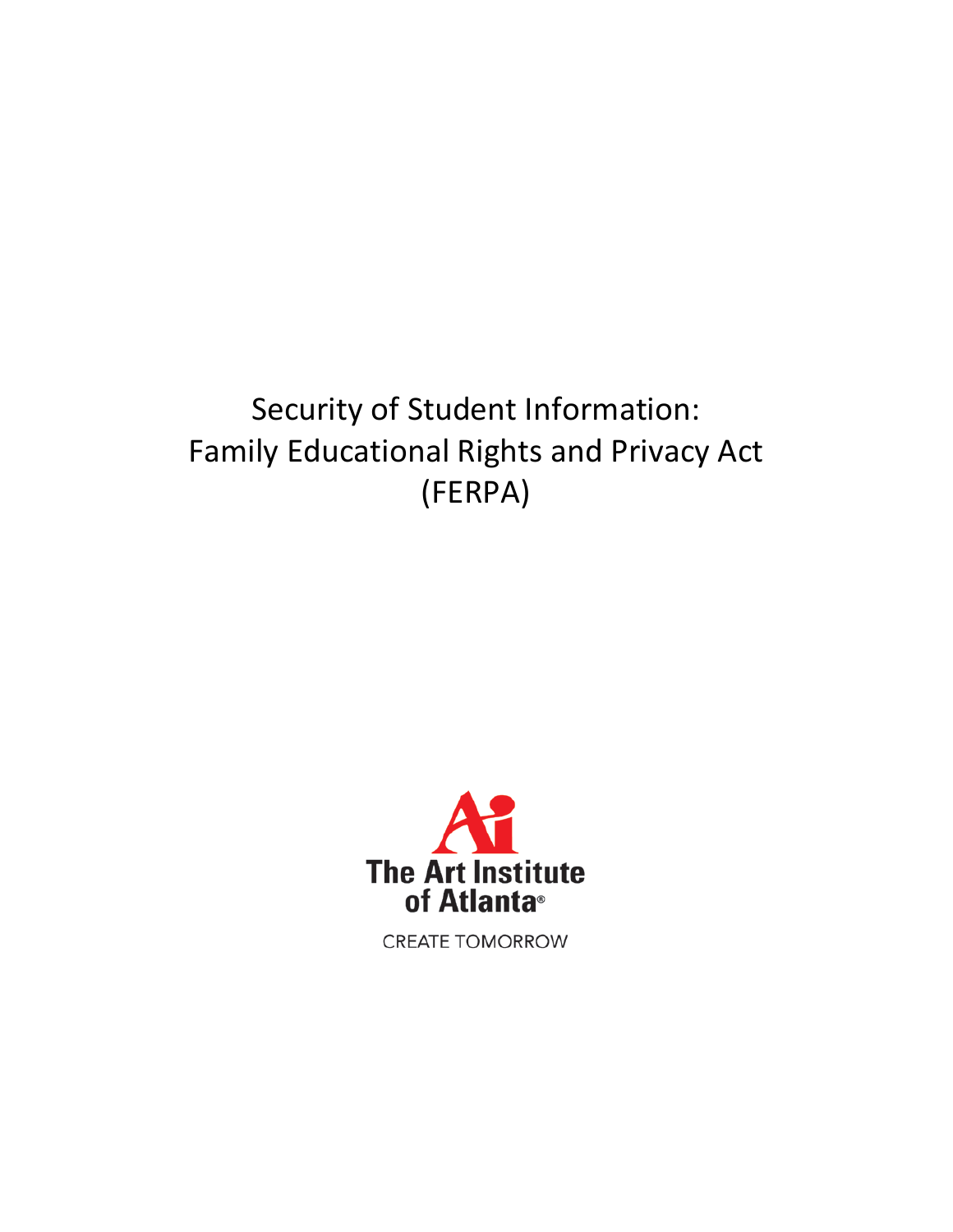# Security of Student Information: Family Educational Rights and Privacy Act (FERPA)

The Art Institute of Atlanta®

CREATE TOMORROW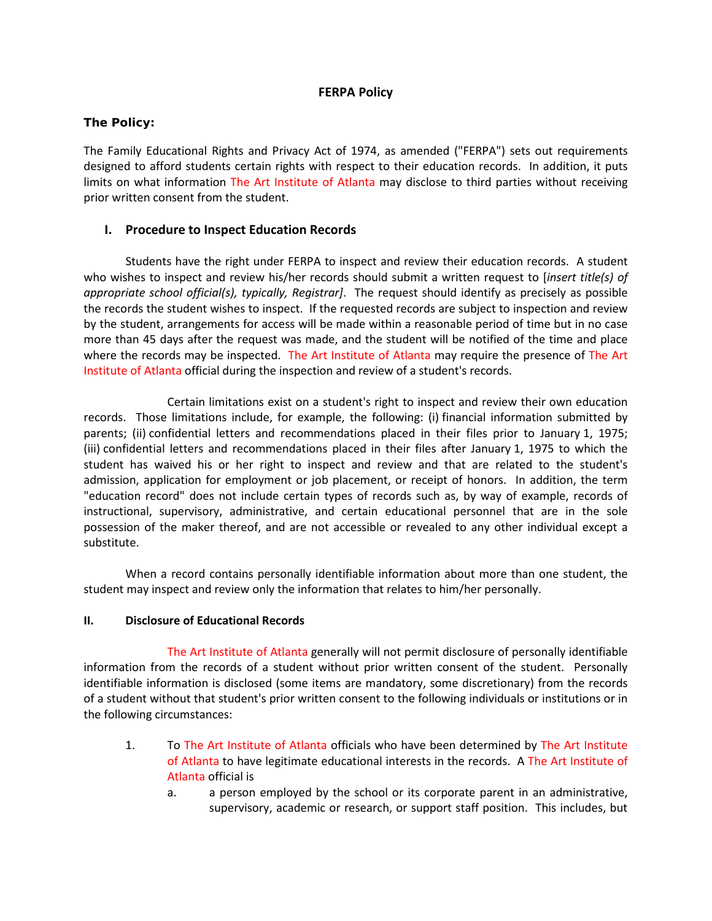**FERPA Policy**

## The Policy:

The Family Educational Rights and Privacy Act of 1974, as amended ("FERPA") sets out requirements designed to afford students certain rights with respect to their education records. In addition, it puts limits on what information The Art Institute of Atlanta may disclose to third parties without receiving prior written consent from the student.

### I. Procedure to Inspect Education Records

Students have the right under FERPA to inspect and review their education records. A student who wishes to inspect and review his/her records should submit a written request to [*insert title(s) of appropriate school official(s), typically, Registrar]*. The request should identify as precisely as possible the records the student wishes to inspect. If the requested records are subject to inspection and review by the student, arrangements for access will be made within a reasonable period of time but in no case more than 45 days after the request was made, and the student will be notified of the time and place where the records may be inspected. The Art Institute of Atlanta may require the presence of The Art Institute of Atlanta official during the inspection and review of a student's records.

Certain limitations exist on a student's right to inspect and review their own education records. Those limitations include, for example, the following: (i) financial information submitted by parents; (ii) confidential letters and recommendations placed in their files prior to January 1, 1975; (iii) confidential letters and recommendations placed in their files after January 1, 1975 to which the student has waived his or her right to inspect and review and that are related to the student's admission, application for employment or job placement, or receipt of honors. In addition, the term "education record" does not include certain types of records such as, by way of example, records of instructional, supervisory, administrative, and certain educational personnel that are in the sole possession of the maker thereof, and are not accessible or revealed to any other individual except a substitute.

When a record contains personally identifiable information about more than one student, the student may inspect and review only the information that relates to him/her personally.

### II. Disclosure of Educational Records

The Art Institute of Atlanta generally will not permit disclosure of personally identifiable information from the records of a student without prior written consent of the student. Personally identifiable information is disclosed (some items are mandatory, some discretionary) from the records of a student without that student's prior written consent to the following individuals or institutions or in the following circumstances:

1. To The Art Institute of Atlanta officials who have been determined by The Art Institute of Atlanta to have legitimate educational interests in the records. A The Art Institute of Atlanta official is
   a. a person employed by the school or its corporate parent in an administrative, supervisory, academic or research, or support staff position. This includes, but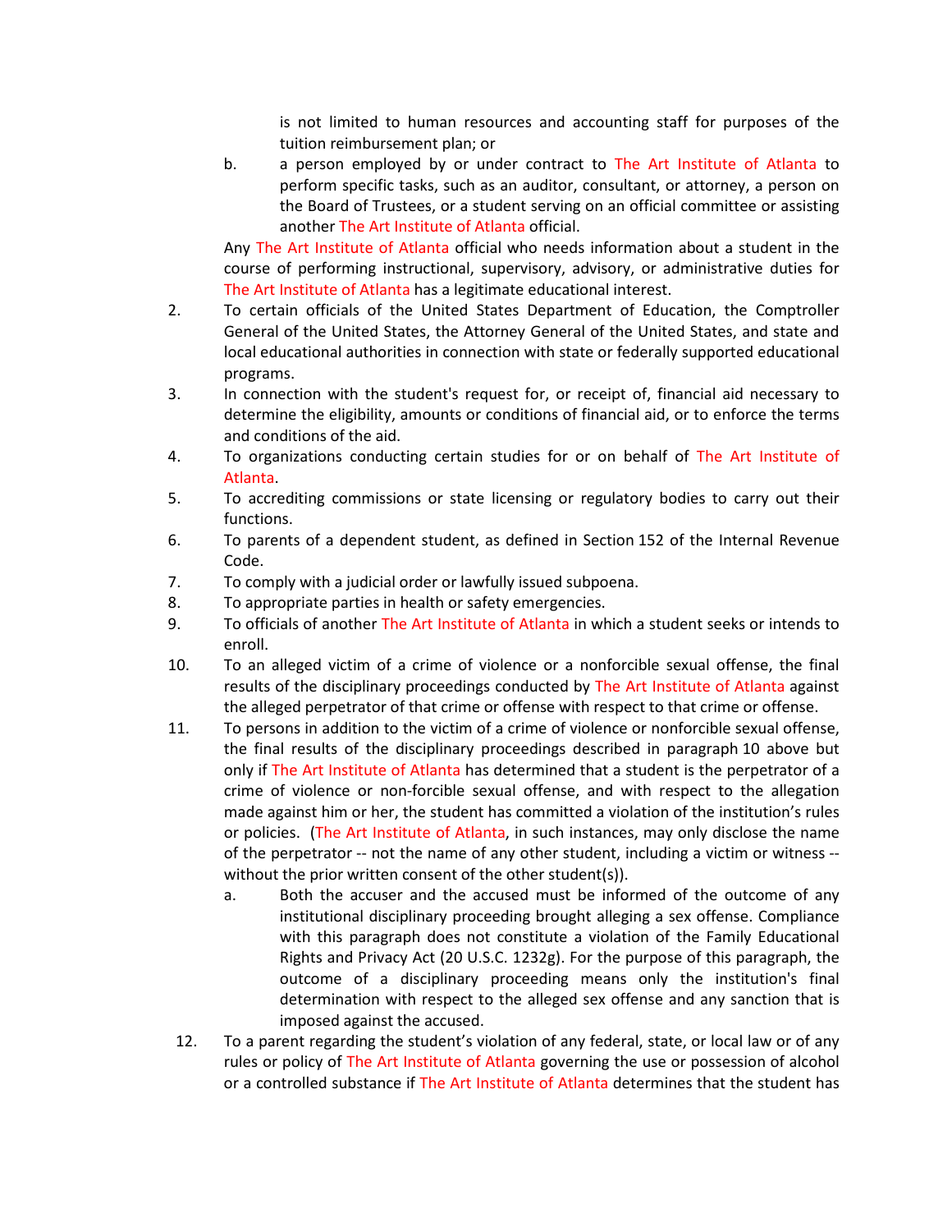is not limited to human resources and accounting staff for purposes of the tuition reimbursement plan; or

   b. a person employed by or under contract to The Art Institute of Atlanta to perform specific tasks, such as an auditor, consultant, or attorney, a person on the Board of Trustees, or a student serving on an official committee or assisting another The Art Institute of Atlanta official.

   Any The Art Institute of Atlanta official who needs information about a student in the course of performing instructional, supervisory, advisory, or administrative duties for The Art Institute of Atlanta has a legitimate educational interest.

2. To certain officials of the United States Department of Education, the Comptroller General of the United States, the Attorney General of the United States, and state and local educational authorities in connection with state or federally supported educational programs.
3. In connection with the student's request for, or receipt of, financial aid necessary to determine the eligibility, amounts or conditions of financial aid, or to enforce the terms and conditions of the aid.
4. To organizations conducting certain studies for or on behalf of The Art Institute of Atlanta.
5. To accrediting commissions or state licensing or regulatory bodies to carry out their functions.
6. To parents of a dependent student, as defined in Section 152 of the Internal Revenue Code.
7. To comply with a judicial order or lawfully issued subpoena.
8. To appropriate parties in health or safety emergencies.
9. To officials of another The Art Institute of Atlanta in which a student seeks or intends to enroll.
10. To an alleged victim of a crime of violence or a nonforcible sexual offense, the final results of the disciplinary proceedings conducted by The Art Institute of Atlanta against the alleged perpetrator of that crime or offense with respect to that crime or offense.
11. To persons in addition to the victim of a crime of violence or nonforcible sexual offense, the final results of the disciplinary proceedings described in paragraph 10 above but only if The Art Institute of Atlanta has determined that a student is the perpetrator of a crime of violence or non-forcible sexual offense, and with respect to the allegation made against him or her, the student has committed a violation of the institution's rules or policies. (The Art Institute of Atlanta, in such instances, may only disclose the name of the perpetrator -- not the name of any other student, including a victim or witness -- without the prior written consent of the other student(s)).
    a. Both the accuser and the accused must be informed of the outcome of any institutional disciplinary proceeding brought alleging a sex offense. Compliance with this paragraph does not constitute a violation of the Family Educational Rights and Privacy Act (20 U.S.C. 1232g). For the purpose of this paragraph, the outcome of a disciplinary proceeding means only the institution's final determination with respect to the alleged sex offense and any sanction that is imposed against the accused.
12. To a parent regarding the student's violation of any federal, state, or local law or of any rules or policy of The Art Institute of Atlanta governing the use or possession of alcohol or a controlled substance if The Art Institute of Atlanta determines that the student has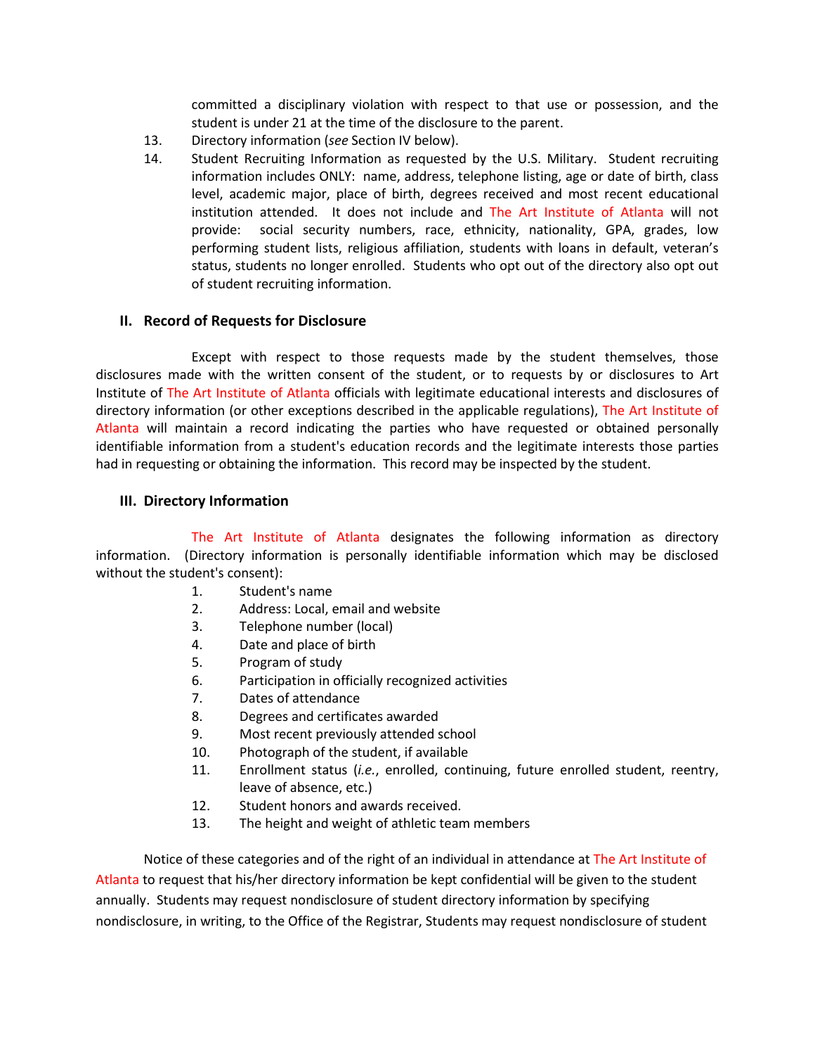committed a disciplinary violation with respect to that use or possession, and the student is under 21 at the time of the disclosure to the parent.

13. Directory information (*see* Section IV below).
14. Student Recruiting Information as requested by the U.S. Military. Student recruiting information includes ONLY: name, address, telephone listing, age or date of birth, class level, academic major, place of birth, degrees received and most recent educational institution attended. It does not include and The Art Institute of Atlanta will not provide: social security numbers, race, ethnicity, nationality, GPA, grades, low performing student lists, religious affiliation, students with loans in default, veteran's status, students no longer enrolled. Students who opt out of the directory also opt out of student recruiting information.

## II. Record of Requests for Disclosure

Except with respect to those requests made by the student themselves, those disclosures made with the written consent of the student, or to requests by or disclosures to Art Institute of The Art Institute of Atlanta officials with legitimate educational interests and disclosures of directory information (or other exceptions described in the applicable regulations), The Art Institute of Atlanta will maintain a record indicating the parties who have requested or obtained personally identifiable information from a student's education records and the legitimate interests those parties had in requesting or obtaining the information. This record may be inspected by the student.

## III. Directory Information

The Art Institute of Atlanta designates the following information as directory information. (Directory information is personally identifiable information which may be disclosed without the student's consent):

1. Student's name
2. Address: Local, email and website
3. Telephone number (local)
4. Date and place of birth
5. Program of study
6. Participation in officially recognized activities
7. Dates of attendance
8. Degrees and certificates awarded
9. Most recent previously attended school
10. Photograph of the student, if available
11. Enrollment status (*i.e.*, enrolled, continuing, future enrolled student, reentry, leave of absence, etc.)
12. Student honors and awards received.
13. The height and weight of athletic team members

Notice of these categories and of the right of an individual in attendance at The Art Institute of Atlanta to request that his/her directory information be kept confidential will be given to the student annually. Students may request nondisclosure of student directory information by specifying nondisclosure, in writing, to the Office of the Registrar, Students may request nondisclosure of student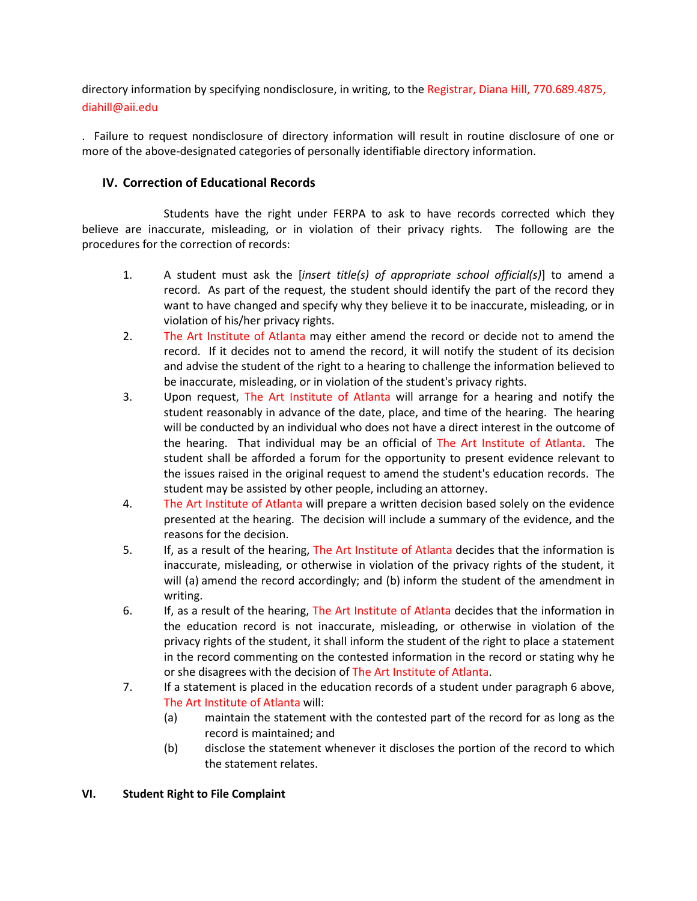directory information by specifying nondisclosure, in writing, to the Registrar, Diana Hill, 770.689.4875, diahill@aii.edu

. Failure to request nondisclosure of directory information will result in routine disclosure of one or more of the above-designated categories of personally identifiable directory information.

## IV. Correction of Educational Records

Students have the right under FERPA to ask to have records corrected which they believe are inaccurate, misleading, or in violation of their privacy rights. The following are the procedures for the correction of records:

1. A student must ask the [*insert title(s) of appropriate school official(s)*] to amend a record. As part of the request, the student should identify the part of the record they want to have changed and specify why they believe it to be inaccurate, misleading, or in violation of his/her privacy rights.
2. The Art Institute of Atlanta may either amend the record or decide not to amend the record. If it decides not to amend the record, it will notify the student of its decision and advise the student of the right to a hearing to challenge the information believed to be inaccurate, misleading, or in violation of the student's privacy rights.
3. Upon request, The Art Institute of Atlanta will arrange for a hearing and notify the student reasonably in advance of the date, place, and time of the hearing. The hearing will be conducted by an individual who does not have a direct interest in the outcome of the hearing. That individual may be an official of The Art Institute of Atlanta. The student shall be afforded a forum for the opportunity to present evidence relevant to the issues raised in the original request to amend the student's education records. The student may be assisted by other people, including an attorney.
4. The Art Institute of Atlanta will prepare a written decision based solely on the evidence presented at the hearing. The decision will include a summary of the evidence, and the reasons for the decision.
5. If, as a result of the hearing, The Art Institute of Atlanta decides that the information is inaccurate, misleading, or otherwise in violation of the privacy rights of the student, it will (a) amend the record accordingly; and (b) inform the student of the amendment in writing.
6. If, as a result of the hearing, The Art Institute of Atlanta decides that the information in the education record is not inaccurate, misleading, or otherwise in violation of the privacy rights of the student, it shall inform the student of the right to place a statement in the record commenting on the contested information in the record or stating why he or she disagrees with the decision of The Art Institute of Atlanta.
7. If a statement is placed in the education records of a student under paragraph 6 above, The Art Institute of Atlanta will:
   (a) maintain the statement with the contested part of the record for as long as the record is maintained; and
   (b) disclose the statement whenever it discloses the portion of the record to which the statement relates.

## VI. Student Right to File Complaint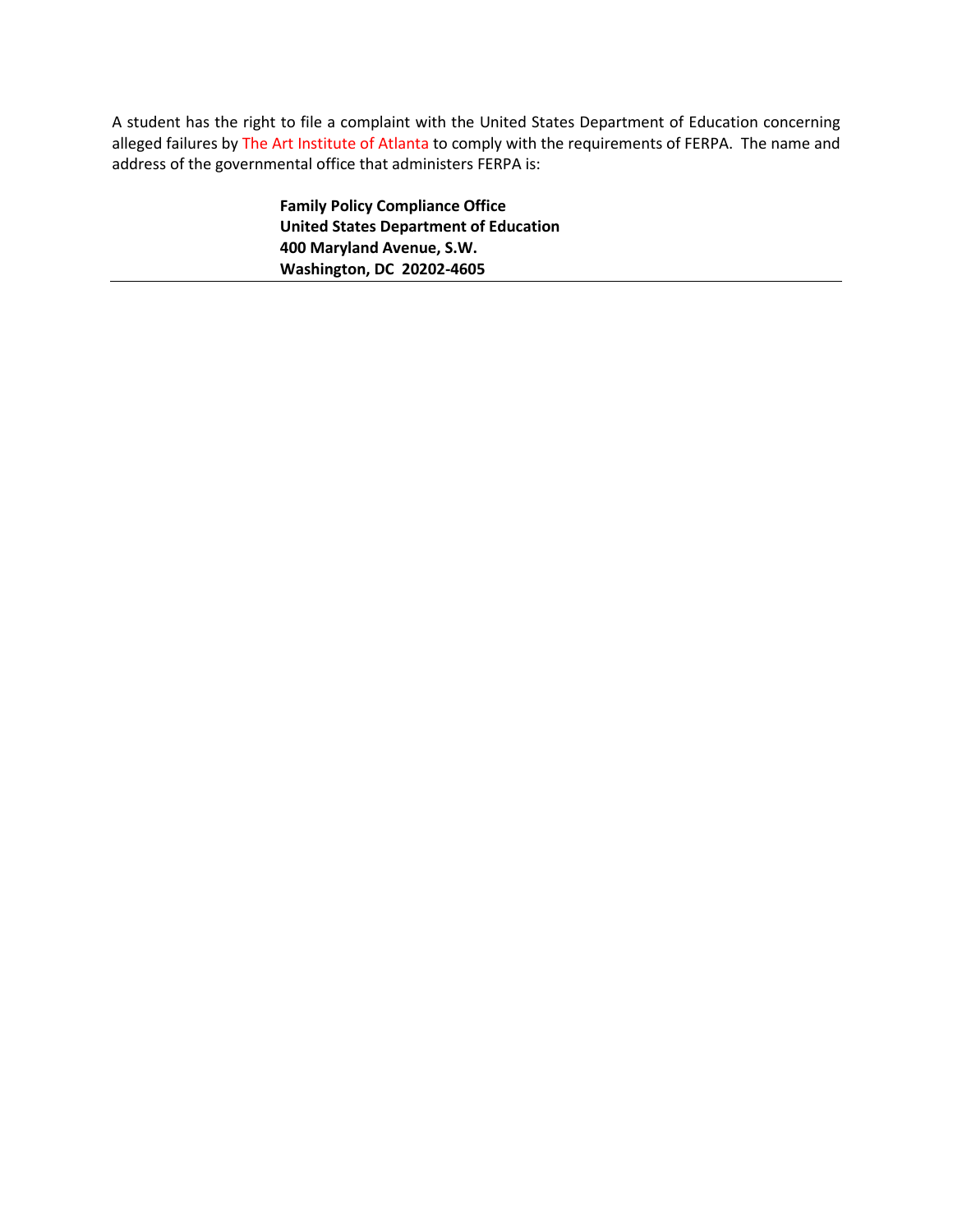A student has the right to file a complaint with the United States Department of Education concerning alleged failures by The Art Institute of Atlanta to comply with the requirements of FERPA. The name and address of the governmental office that administers FERPA is:

**Family Policy Compliance Office**
**United States Department of Education**
**400 Maryland Avenue, S.W.**
**Washington, DC 20202-4605**

---